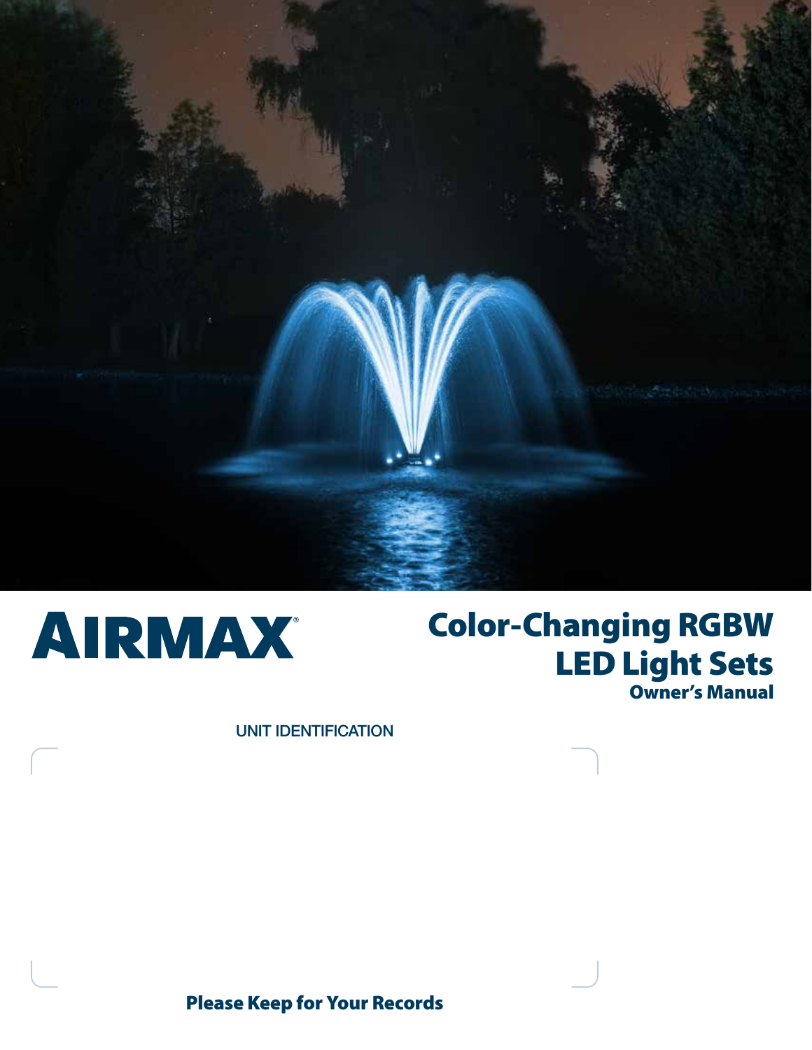AIRMAX®

# Color-Changing RGBW LED Light Sets

## Owner's Manual

UNIT IDENTIFICATION

**Please Keep for Your Records**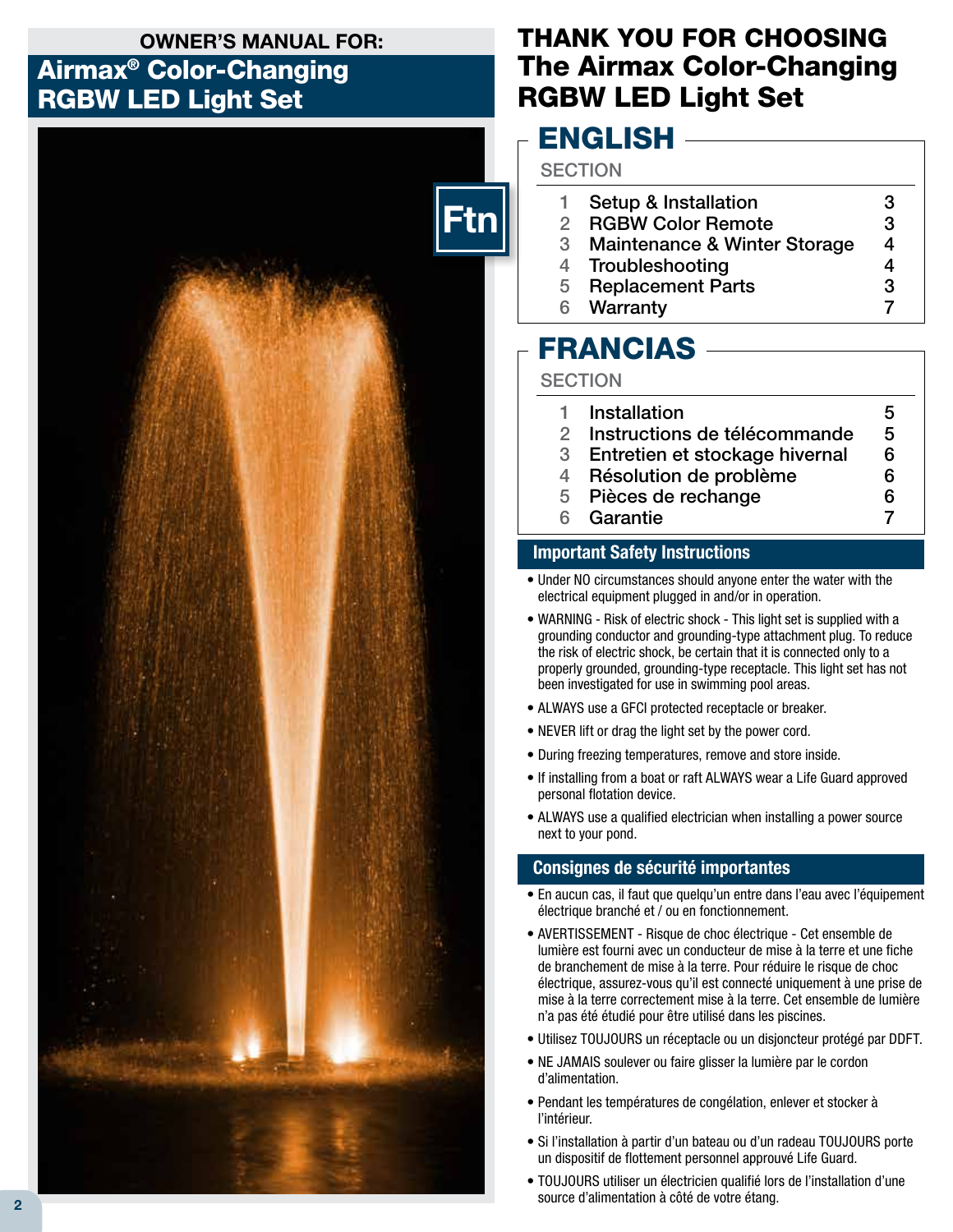OWNER'S MANUAL FOR:

# Airmax® Color-Changing RGBW LED Light Set

Ftn

# THANK YOU FOR CHOOSING The Airmax Color-Changing RGBW LED Light Set

## ENGLISH

| SECTION | | |
|---|---|---|
| 1 | Setup & Installation | 3 |
| 2 | RGBW Color Remote | 3 |
| 3 | Maintenance & Winter Storage | 4 |
| 4 | Troubleshooting | 4 |
| 5 | Replacement Parts | 3 |
| 6 | Warranty | 7 |

## FRANCIAS

| SECTION | | |
|---|---|---|
| 1 | Installation | 5 |
| 2 | Instructions de télécommande | 5 |
| 3 | Entretien et stockage hivernal | 6 |
| 4 | Résolution de problème | 6 |
| 5 | Pièces de rechange | 6 |
| 6 | Garantie | 7 |

### Important Safety Instructions

- Under NO circumstances should anyone enter the water with the electrical equipment plugged in and/or in operation.
- WARNING - Risk of electric shock - This light set is supplied with a grounding conductor and grounding-type attachment plug. To reduce the risk of electric shock, be certain that it is connected only to a properly grounded, grounding-type receptacle. This light set has not been investigated for use in swimming pool areas.
- ALWAYS use a GFCI protected receptacle or breaker.
- NEVER lift or drag the light set by the power cord.
- During freezing temperatures, remove and store inside.
- If installing from a boat or raft ALWAYS wear a Life Guard approved personal flotation device.
- ALWAYS use a qualified electrician when installing a power source next to your pond.

### Consignes de sécurité importantes

- En aucun cas, il faut que quelqu'un entre dans l'eau avec l'équipement électrique branché et / ou en fonctionnement.
- AVERTISSEMENT - Risque de choc électrique - Cet ensemble de lumière est fourni avec un conducteur de mise à la terre et une fiche de branchement de mise à la terre. Pour réduire le risque de choc électrique, assurez-vous qu'il est connecté uniquement à une prise de mise à la terre correctement mise à la terre. Cet ensemble de lumière n'a pas été étudié pour être utilisé dans les piscines.
- Utilisez TOUJOURS un réceptacle ou un disjoncteur protégé par DDFT.
- NE JAMAIS soulever ou faire glisser la lumière par le cordon d'alimentation.
- Pendant les températures de congélation, enlever et stocker à l'intérieur.
- Si l'installation à partir d'un bateau ou d'un radeau TOUJOURS porte un dispositif de flottement personnel approuvé Life Guard.
- TOUJOURS utiliser un électricien qualifié lors de l'installation d'une source d'alimentation à côté de votre étang.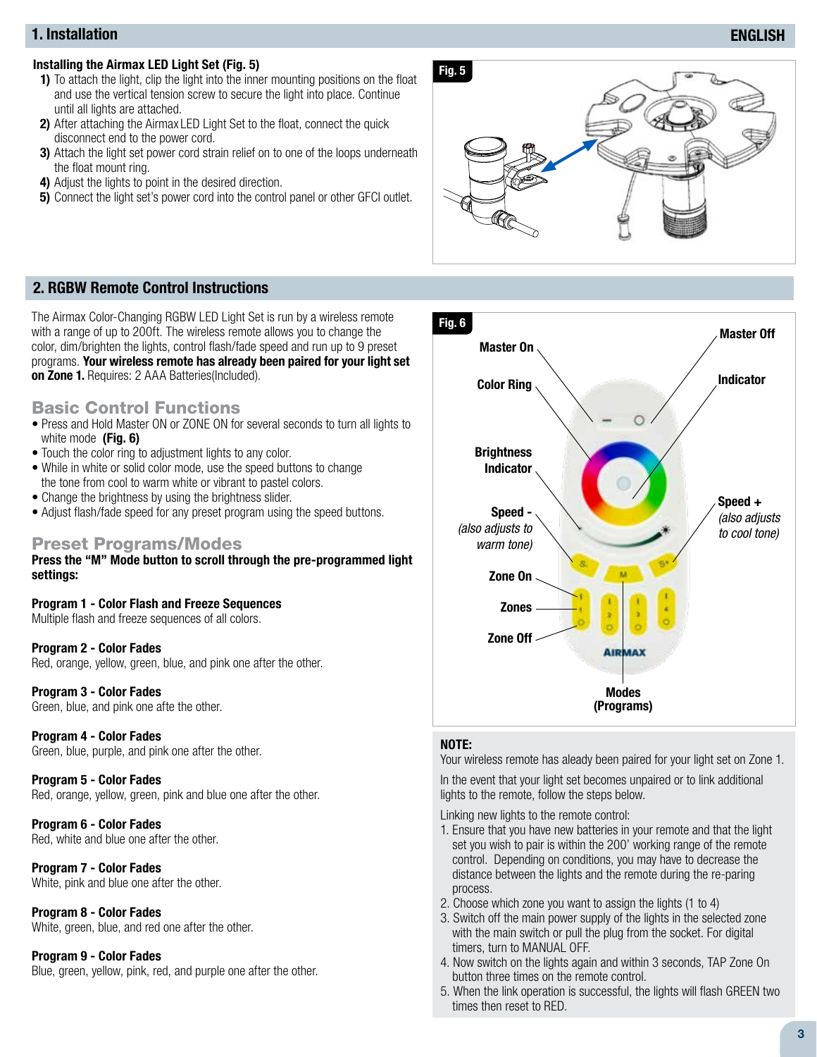## 1. Installation

**ENGLISH**

**Installing the Airmax LED Light Set (Fig. 5)**

1) To attach the light, clip the light into the inner mounting positions on the float and use the vertical tension screw to secure the light into place. Continue until all lights are attached.
2) After attaching the Airmax LED Light Set to the float, connect the quick disconnect end to the power cord.
3) Attach the light set power cord strain relief on to one of the loops underneath the float mount ring.
4) Adjust the lights to point in the desired direction.
5) Connect the light set's power cord into the control panel or other GFCI outlet.

Fig. 5

## 2. RGBW Remote Control Instructions

The Airmax Color-Changing RGBW LED Light Set is run by a wireless remote with a range of up to 200ft. The wireless remote allows you to change the color, dim/brighten the lights, control flash/fade speed and run up to 9 preset programs. **Your wireless remote has already been paired for your light set on Zone 1.** Requires: 2 AAA Batteries(Included).

### Basic Control Functions

- Press and Hold Master ON or ZONE ON for several seconds to turn all lights to white mode **(Fig. 6)**
- Touch the color ring to adjustment lights to any color.
- While in white or solid color mode, use the speed buttons to change the tone from cool to warm white or vibrant to pastel colors.
- Change the brightness by using the brightness slider.
- Adjust flash/fade speed for any preset program using the speed buttons.

### Preset Programs/Modes

**Press the "M" Mode button to scroll through the pre-programmed light settings:**

**Program 1 - Color Flash and Freeze Sequences**
Multiple flash and freeze sequences of all colors.

**Program 2 - Color Fades**
Red, orange, yellow, green, blue, and pink one after the other.

**Program 3 - Color Fades**
Green, blue, and pink one afte the other.

**Program 4 - Color Fades**
Green, blue, purple, and pink one after the other.

**Program 5 - Color Fades**
Red, orange, yellow, green, pink and blue one after the other.

**Program 6 - Color Fades**
Red, white and blue one after the other.

**Program 7 - Color Fades**
White, pink and blue one after the other.

**Program 8 - Color Fades**
White, green, blue, and red one after the other.

**Program 9 - Color Fades**
Blue, green, yellow, pink, red, and purple one after the other.

Fig. 6

Master On, Master Off, Color Ring, Indicator, Brightness Indicator, Speed - *(also adjusts to warm tone)*, Speed + *(also adjusts to cool tone)*, Zone On, Zones, Zone Off, Modes (Programs)

**NOTE:**

Your wireless remote has aleady been paired for your light set on Zone 1.

In the event that your light set becomes unpaired or to link additional lights to the remote, follow the steps below.

Linking new lights to the remote control:

1. Ensure that you have new batteries in your remote and that the light set you wish to pair is within the 200' working range of the remote control. Depending on conditions, you may have to decrease the distance between the lights and the remote during the re-paring process.
2. Choose which zone you want to assign the lights (1 to 4)
3. Switch off the main power supply of the lights in the selected zone with the main switch or pull the plug from the socket. For digital timers, turn to MANUAL OFF.
4. Now switch on the lights again and within 3 seconds, TAP Zone On button three times on the remote control.
5. When the link operation is successful, the lights will flash GREEN two times then reset to RED.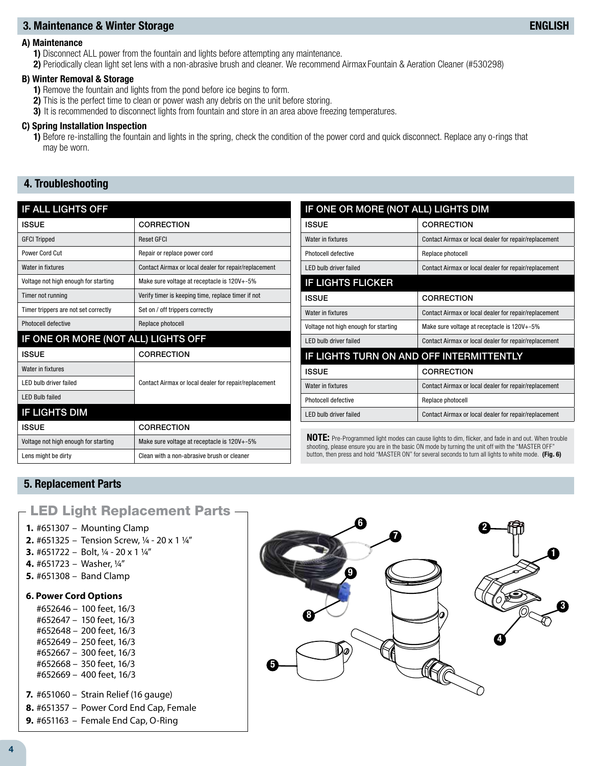## 3. Maintenance & Winter Storage

### A) Maintenance

1) Disconnect ALL power from the fountain and lights before attempting any maintenance.
2) Periodically clean light set lens with a non-abrasive brush and cleaner. We recommend Airmax Fountain & Aeration Cleaner (#530298)

### B) Winter Removal & Storage

1) Remove the fountain and lights from the pond before ice begins to form.
2) This is the perfect time to clean or power wash any debris on the unit before storing.
3) It is recommended to disconnect lights from fountain and store in an area above freezing temperatures.

### C) Spring Installation Inspection

1) Before re-installing the fountain and lights in the spring, check the condition of the power cord and quick disconnect. Replace any o-rings that may be worn.

## 4. Troubleshooting

**IF ALL LIGHTS OFF**

| ISSUE | CORRECTION |
|---|---|
| GFCI Tripped | Reset GFCI |
| Power Cord Cut | Repair or replace power cord |
| Water in fixtures | Contact Airmax or local dealer for repair/replacement |
| Voltage not high enough for starting | Make sure voltage at receptacle is 120V+-5% |
| Timer not running | Verify timer is keeping time, replace timer if not |
| Timer trippers are not set correctly | Set on / off trippers correctly |
| Photocell defective | Replace photocell |

**IF ONE OR MORE (NOT ALL) LIGHTS OFF**

| ISSUE | CORRECTION |
|---|---|
| Water in fixtures | Contact Airmax or local dealer for repair/replacement |
| LED bulb driver failed | |
| LED Bulb failed | |

**IF LIGHTS DIM**

| ISSUE | CORRECTION |
|---|---|
| Voltage not high enough for starting | Make sure voltage at receptacle is 120V+-5% |
| Lens might be dirty | Clean with a non-abrasive brush or cleaner |

**IF ONE OR MORE (NOT ALL) LIGHTS DIM**

| ISSUE | CORRECTION |
|---|---|
| Water in fixtures | Contact Airmax or local dealer for repair/replacement |
| Photocell defective | Replace photocell |
| LED bulb driver failed | Contact Airmax or local dealer for repair/replacement |

**IF LIGHTS FLICKER**

| ISSUE | CORRECTION |
|---|---|
| Water in fixtures | Contact Airmax or local dealer for repair/replacement |
| Voltage not high enough for starting | Make sure voltage at receptacle is 120V+-5% |
| LED bulb driver failed | Contact Airmax or local dealer for repair/replacement |

**IF LIGHTS TURN ON AND OFF INTERMITTENTLY**

| ISSUE | CORRECTION |
|---|---|
| Water in fixtures | Contact Airmax or local dealer for repair/replacement |
| Photocell defective | Replace photocell |
| LED bulb driver failed | Contact Airmax or local dealer for repair/replacement |

**NOTE:** Pre-Programmed light modes can cause lights to dim, flicker, and fade in and out. When trouble shooting, please ensure you are in the basic ON mode by turning the unit off with the "MASTER OFF" button, then press and hold "MASTER ON" for several seconds to turn all lights to white mode. **(Fig. 6)**

## 5. Replacement Parts

### LED Light Replacement Parts

1. #651307 – Mounting Clamp
2. #651325 – Tension Screw, ¼ - 20 x 1 ¼"
3. #651722 – Bolt, ¼ - 20 x 1 ¼"
4. #651723 – Washer, ¼"
5. #651308 – Band Clamp

**6. Power Cord Options**

- #652646 – 100 feet, 16/3
- #652647 – 150 feet, 16/3
- #652648 – 200 feet, 16/3
- #652649 – 250 feet, 16/3
- #652667 – 300 feet, 16/3
- #652668 – 350 feet, 16/3
- #652669 – 400 feet, 16/3

7. #651060 – Strain Relief (16 gauge)
8. #651357 – Power Cord End Cap, Female
9. #651163 – Female End Cap, O-Ring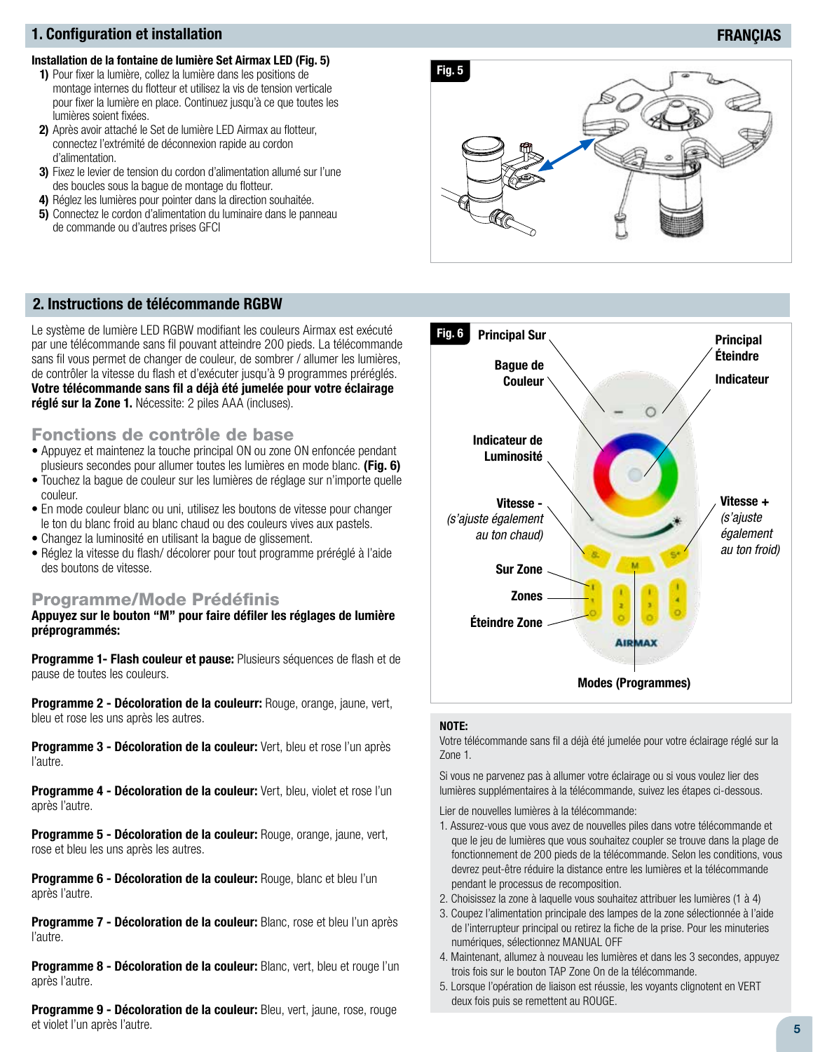## 1. Configuration et installation

**FRANÇIAS**

**Installation de la fontaine de lumière Set Airmax LED (Fig. 5)**

1) Pour fixer la lumière, collez la lumière dans les positions de montage internes du flotteur et utilisez la vis de tension verticale pour fixer la lumière en place. Continuez jusqu'à ce que toutes les lumières soient fixées.
2) Après avoir attaché le Set de lumière LED Airmax au flotteur, connectez l'extrémité de déconnexion rapide au cordon d'alimentation.
3) Fixez le levier de tension du cordon d'alimentation allumé sur l'une des boucles sous la bague de montage du flotteur.
4) Réglez les lumières pour pointer dans la direction souhaitée.
5) Connectez le cordon d'alimentation du luminaire dans le panneau de commande ou d'autres prises GFCI

Fig. 5

## 2. Instructions de télécommande RGBW

Le système de lumière LED RGBW modifiant les couleurs Airmax est exécuté par une télécommande sans fil pouvant atteindre 200 pieds. La télécommande sans fil vous permet de changer de couleur, de sombrer / allumer les lumières, de contrôler la vitesse du flash et d'exécuter jusqu'à 9 programmes préréglés. **Votre télécommande sans fil a déjà été jumelée pour votre éclairage réglé sur la Zone 1.** Nécessite: 2 piles AAA (incluses).

### Fonctions de contrôle de base

- Appuyez et maintenez la touche principal ON ou zone ON enfoncée pendant plusieurs secondes pour allumer toutes les lumières en mode blanc. **(Fig. 6)**
- Touchez la bague de couleur sur les lumières de réglage sur n'importe quelle couleur.
- En mode couleur blanc ou uni, utilisez les boutons de vitesse pour changer le ton du blanc froid au blanc chaud ou des couleurs vives aux pastels.
- Changez la luminosité en utilisant la bague de glissement.
- Réglez la vitesse du flash/ décolorer pour tout programme préréglé à l'aide des boutons de vitesse.

### Programme/Mode Prédéfinis

**Appuyez sur le bouton "M" pour faire défiler les réglages de lumière préprogrammés:**

**Programme 1- Flash couleur et pause:** Plusieurs séquences de flash et de pause de toutes les couleurs.

**Programme 2 - Décoloration de la couleurr:** Rouge, orange, jaune, vert, bleu et rose les uns après les autres.

**Programme 3 - Décoloration de la couleur:** Vert, bleu et rose l'un après l'autre.

**Programme 4 - Décoloration de la couleur:** Vert, bleu, violet et rose l'un après l'autre.

**Programme 5 - Décoloration de la couleur:** Rouge, orange, jaune, vert, rose et bleu les uns après les autres.

**Programme 6 - Décoloration de la couleur:** Rouge, blanc et bleu l'un après l'autre.

**Programme 7 - Décoloration de la couleur:** Blanc, rose et bleu l'un après l'autre.

**Programme 8 - Décoloration de la couleur:** Blanc, vert, bleu et rouge l'un après l'autre.

**Programme 9 - Décoloration de la couleur:** Bleu, vert, jaune, rose, rouge et violet l'un après l'autre.

Fig. 6 — Principal Sur; Principal Éteindre; Bague de Couleur; Indicateur; Indicateur de Luminosité; Vitesse - *(s'ajuste également au ton chaud)*; Vitesse + *(s'ajuste également au ton froid)*; Sur Zone; Zones; Éteindre Zone; Modes (Programmes)

**NOTE:**

Votre télécommande sans fil a déjà été jumelée pour votre éclairage réglé sur la Zone 1.

Si vous ne parvenez pas à allumer votre éclairage ou si vous voulez lier des lumières supplémentaires à la télécommande, suivez les étapes ci-dessous.

Lier de nouvelles lumières à la télécommande:

1. Assurez-vous que vous avez de nouvelles piles dans votre télécommande et que le jeu de lumières que vous souhaitez coupler se trouve dans la plage de fonctionnement de 200 pieds de la télécommande. Selon les conditions, vous devrez peut-être réduire la distance entre les lumières et la télécommande pendant le processus de recomposition.
2. Choisissez la zone à laquelle vous souhaitez attribuer les lumières (1 à 4)
3. Coupez l'alimentation principale des lampes de la zone sélectionnée à l'aide de l'interrupteur principal ou retirez la fiche de la prise. Pour les minuteries numériques, sélectionnez MANUAL OFF
4. Maintenant, allumez à nouveau les lumières et dans les 3 secondes, appuyez trois fois sur le bouton TAP Zone On de la télécommande.
5. Lorsque l'opération de liaison est réussie, les voyants clignotent en VERT deux fois puis se remettent au ROUGE.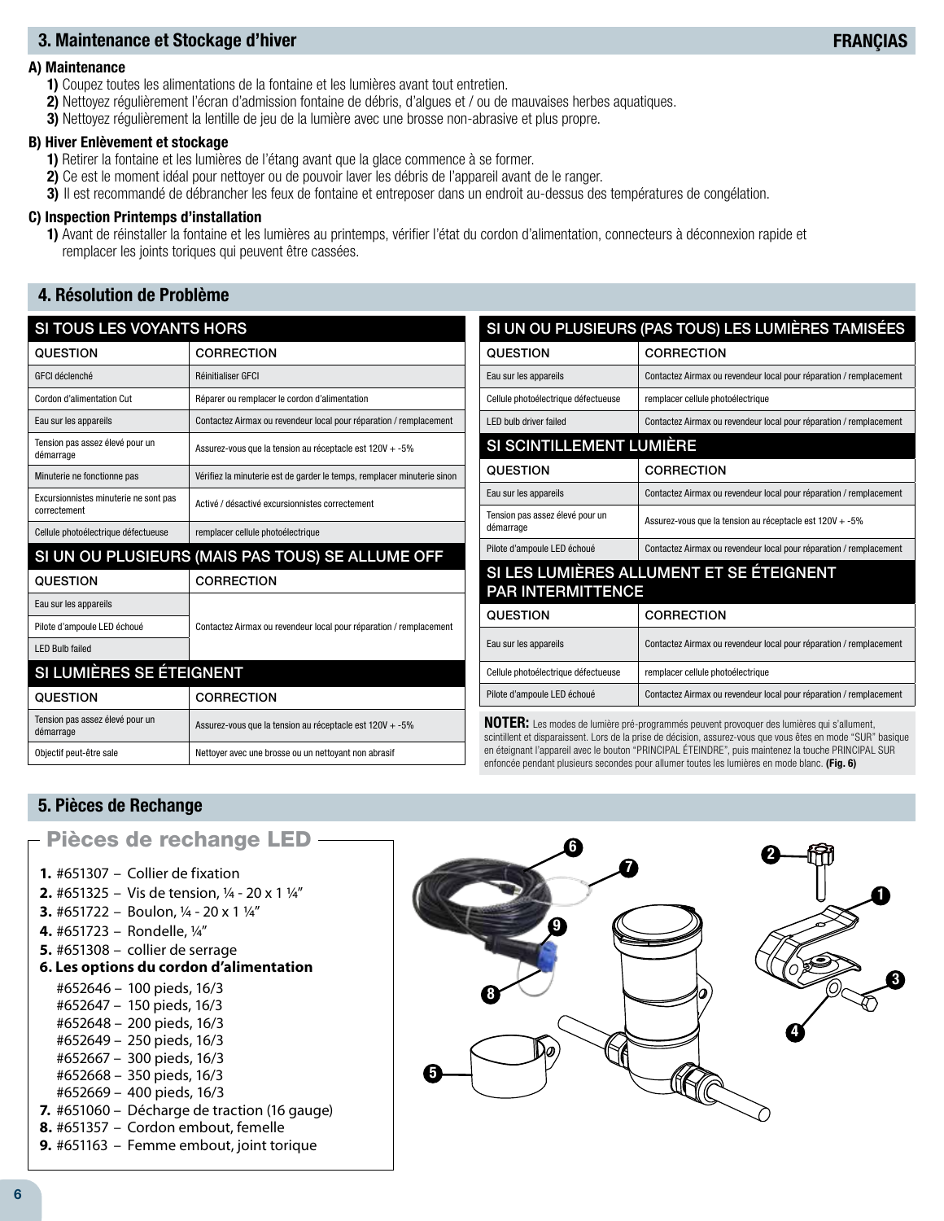## 3. Maintenance et Stockage d'hiver

**FRANÇIAS**

### A) Maintenance

1) Coupez toutes les alimentations de la fontaine et les lumières avant tout entretien.
2) Nettoyez régulièrement l'écran d'admission fontaine de débris, d'algues et / ou de mauvaises herbes aquatiques.
3) Nettoyez régulièrement la lentille de jeu de la lumière avec une brosse non-abrasive et plus propre.

### B) Hiver Enlèvement et stockage

1) Retirer la fontaine et les lumières de l'étang avant que la glace commence à se former.
2) Ce est le moment idéal pour nettoyer ou de pouvoir laver les débris de l'appareil avant de le ranger.
3) Il est recommandé de débrancher les feux de fontaine et entreposer dans un endroit au-dessus des températures de congélation.

### C) Inspection Printemps d'installation

1) Avant de réinstaller la fontaine et les lumières au printemps, vérifier l'état du cordon d'alimentation, connecteurs à déconnexion rapide et remplacer les joints toriques qui peuvent être cassées.

## 4. Résolution de Problème

**SI TOUS LES VOYANTS HORS**

| QUESTION | CORRECTION |
|---|---|
| GFCI déclenché | Réinitialiser GFCI |
| Cordon d'alimentation Cut | Réparer ou remplacer le cordon d'alimentation |
| Eau sur les appareils | Contactez Airmax ou revendeur local pour réparation / remplacement |
| Tension pas assez élevé pour un démarrage | Assurez-vous que la tension au réceptacle est 120V + -5% |
| Minuterie ne fonctionne pas | Vérifiez la minuterie est de garder le temps, remplacer minuterie sinon |
| Excursionnistes minuterie ne sont pas correctement | Activé / désactivé excursionnistes correctement |
| Cellule photoélectrique défectueuse | remplacer cellule photoélectrique |

**SI UN OU PLUSIEURS (MAIS PAS TOUS) SE ALLUME OFF**

| QUESTION | CORRECTION |
|---|---|
| Eau sur les appareils | Contactez Airmax ou revendeur local pour réparation / remplacement |
| Pilote d'ampoule LED échoué | |
| LED Bulb failed | |

**SI LUMIÈRES SE ÉTEIGNENT**

| QUESTION | CORRECTION |
|---|---|
| Tension pas assez élevé pour un démarrage | Assurez-vous que la tension au réceptacle est 120V + -5% |
| Objectif peut-être sale | Nettoyer avec une brosse ou un nettoyant non abrasif |

**SI UN OU PLUSIEURS (PAS TOUS) LES LUMIÈRES TAMISÉES**

| QUESTION | CORRECTION |
|---|---|
| Eau sur les appareils | Contactez Airmax ou revendeur local pour réparation / remplacement |
| Cellule photoélectrique défectueuse | remplacer cellule photoélectrique |
| LED bulb driver failed | Contactez Airmax ou revendeur local pour réparation / remplacement |

**SI SCINTILLEMENT LUMIÈRE**

| QUESTION | CORRECTION |
|---|---|
| Eau sur les appareils | Contactez Airmax ou revendeur local pour réparation / remplacement |
| Tension pas assez élevé pour un démarrage | Assurez-vous que la tension au réceptacle est 120V + -5% |
| Pilote d'ampoule LED échoué | Contactez Airmax ou revendeur local pour réparation / remplacement |

**SI LES LUMIÈRES ALLUMENT ET SE ÉTEIGNENT PAR INTERMITTENCE**

| QUESTION | CORRECTION |
|---|---|
| Eau sur les appareils | Contactez Airmax ou revendeur local pour réparation / remplacement |
| Cellule photoélectrique défectueuse | remplacer cellule photoélectrique |
| Pilote d'ampoule LED échoué | Contactez Airmax ou revendeur local pour réparation / remplacement |

**NOTER:** Les modes de lumière pré-programmés peuvent provoquer des lumières qui s'allument, scintillent et disparaissent. Lors de la prise de décision, assurez-vous que vous êtes en mode "SUR" basique en éteignant l'appareil avec le bouton "PRINCIPAL ÉTEINDRE", puis maintenez la touche PRINCIPAL SUR enfoncée pendant plusieurs secondes pour allumer toutes les lumières en mode blanc. **(Fig. 6)**

## 5. Pièces de Rechange

### Pièces de rechange LED

1. #651307 – Collier de fixation
2. #651325 – Vis de tension, ¼ - 20 x 1 ¼"
3. #651722 – Boulon, ¼ - 20 x 1 ¼"
4. #651723 – Rondelle, ¼"
5. #651308 – collier de serrage
6. **Les options du cordon d'alimentation**
   - #652646 – 100 pieds, 16/3
   - #652647 – 150 pieds, 16/3
   - #652648 – 200 pieds, 16/3
   - #652649 – 250 pieds, 16/3
   - #652667 – 300 pieds, 16/3
   - #652668 – 350 pieds, 16/3
   - #652669 – 400 pieds, 16/3
7. #651060 – Décharge de traction (16 gauge)
8. #651357 – Cordon embout, femelle
9. #651163 – Femme embout, joint torique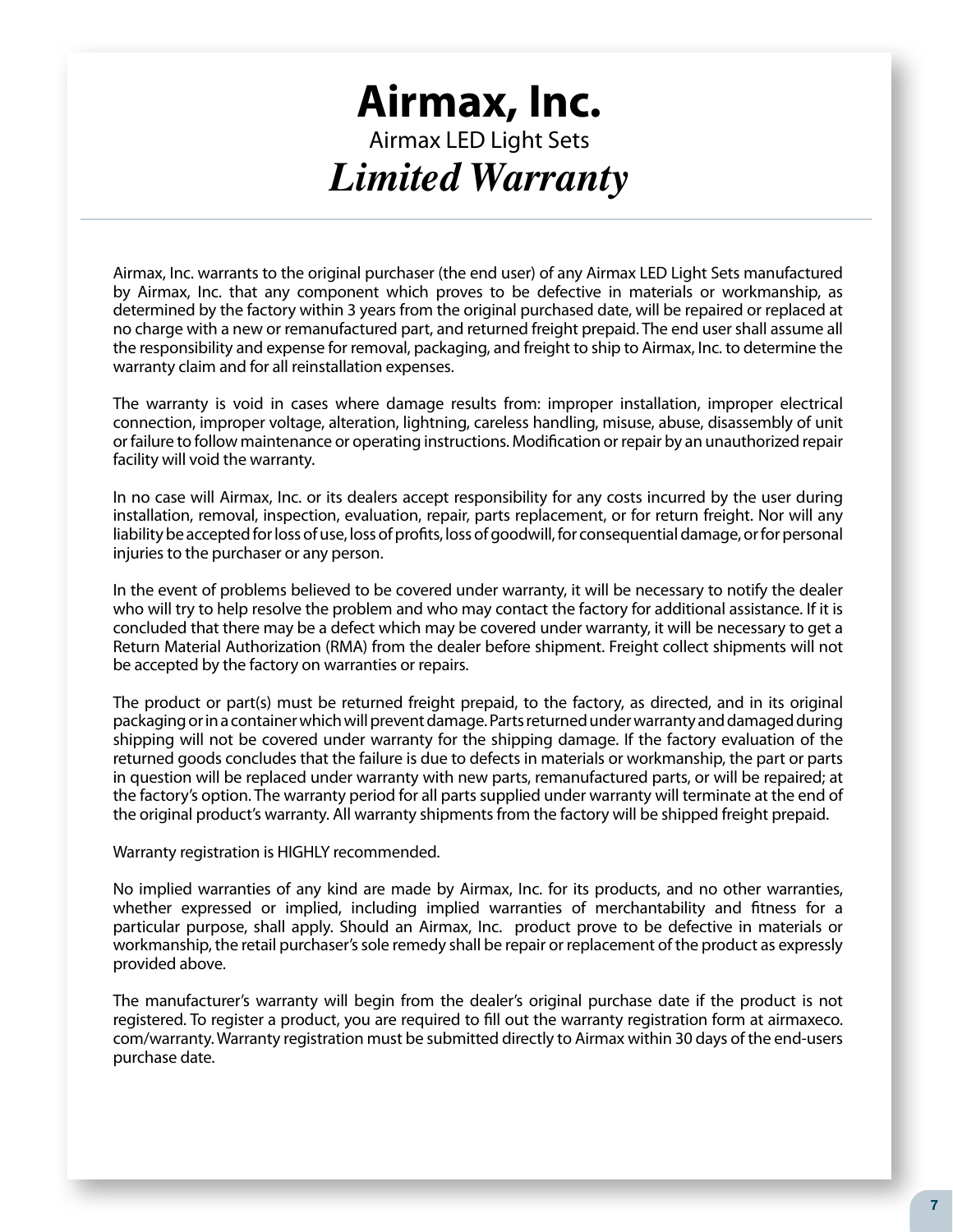# Airmax, Inc.

## Airmax LED Light Sets

## *Limited Warranty*

Airmax, Inc. warrants to the original purchaser (the end user) of any Airmax LED Light Sets manufactured by Airmax, Inc. that any component which proves to be defective in materials or workmanship, as determined by the factory within 3 years from the original purchased date, will be repaired or replaced at no charge with a new or remanufactured part, and returned freight prepaid. The end user shall assume all the responsibility and expense for removal, packaging, and freight to ship to Airmax, Inc. to determine the warranty claim and for all reinstallation expenses.

The warranty is void in cases where damage results from: improper installation, improper electrical connection, improper voltage, alteration, lightning, careless handling, misuse, abuse, disassembly of unit or failure to follow maintenance or operating instructions. Modification or repair by an unauthorized repair facility will void the warranty.

In no case will Airmax, Inc. or its dealers accept responsibility for any costs incurred by the user during installation, removal, inspection, evaluation, repair, parts replacement, or for return freight. Nor will any liability be accepted for loss of use, loss of profits, loss of goodwill, for consequential damage, or for personal injuries to the purchaser or any person.

In the event of problems believed to be covered under warranty, it will be necessary to notify the dealer who will try to help resolve the problem and who may contact the factory for additional assistance. If it is concluded that there may be a defect which may be covered under warranty, it will be necessary to get a Return Material Authorization (RMA) from the dealer before shipment. Freight collect shipments will not be accepted by the factory on warranties or repairs.

The product or part(s) must be returned freight prepaid, to the factory, as directed, and in its original packaging or in a container which will prevent damage. Parts returned under warranty and damaged during shipping will not be covered under warranty for the shipping damage. If the factory evaluation of the returned goods concludes that the failure is due to defects in materials or workmanship, the part or parts in question will be replaced under warranty with new parts, remanufactured parts, or will be repaired; at the factory's option. The warranty period for all parts supplied under warranty will terminate at the end of the original product's warranty. All warranty shipments from the factory will be shipped freight prepaid.

Warranty registration is HIGHLY recommended.

No implied warranties of any kind are made by Airmax, Inc. for its products, and no other warranties, whether expressed or implied, including implied warranties of merchantability and fitness for a particular purpose, shall apply. Should an Airmax, Inc. product prove to be defective in materials or workmanship, the retail purchaser's sole remedy shall be repair or replacement of the product as expressly provided above.

The manufacturer's warranty will begin from the dealer's original purchase date if the product is not registered. To register a product, you are required to fill out the warranty registration form at airmaxeco.com/warranty. Warranty registration must be submitted directly to Airmax within 30 days of the end-users purchase date.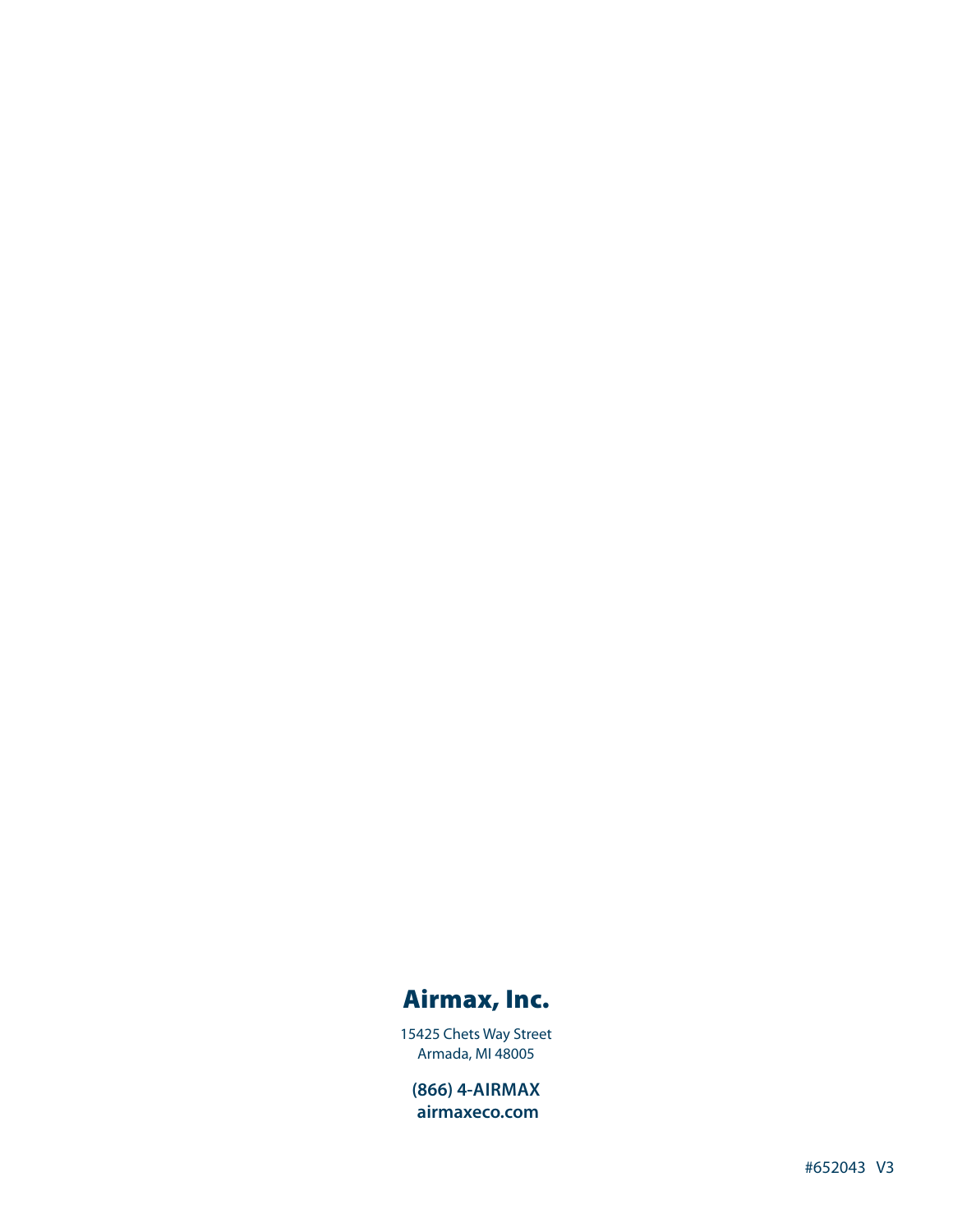# Airmax, Inc.

15425 Chets Way Street
Armada, MI 48005

**(866) 4-AIRMAX**
**airmaxeco.com**

#652043 V3